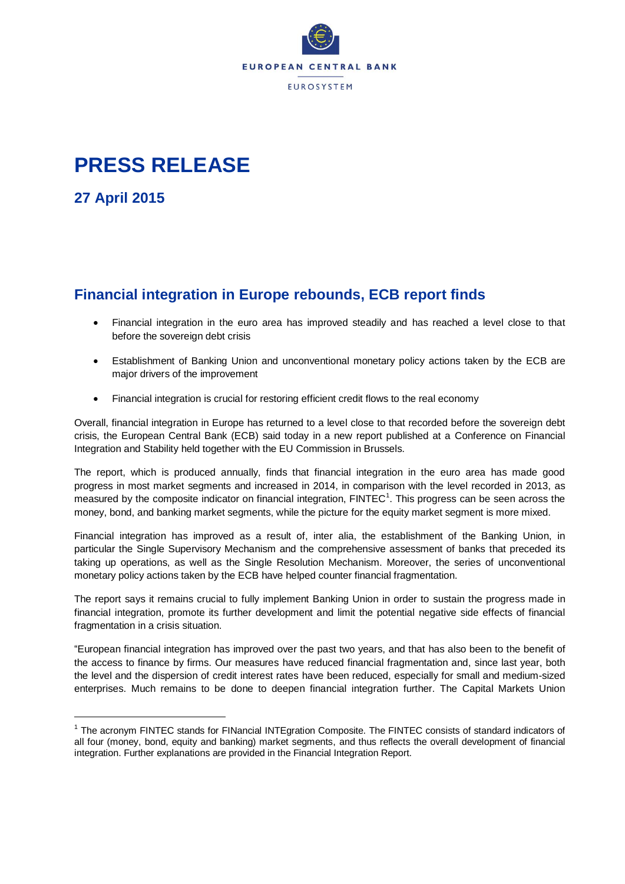EUROPEAN CENTRAL BANK

EUROSYSTEM

# PRESS RELEASE

## 27 April 2015

## Financial integration in Europe rebounds, ECB report finds

- Financial integration in the euro area has improved steadily and has reached a level close to that before the sovereign debt crisis
- Establishment of Banking Union and unconventional monetary policy actions taken by the ECB are major drivers of the improvement
- Financial integration is crucial for restoring efficient credit flows to the real economy

Overall, financial integration in Europe has returned to a level close to that recorded before the sovereign debt crisis, the European Central Bank (ECB) said today in a new report published at a Conference on Financial Integration and Stability held together with the EU Commission in Brussels.

The report, which is produced annually, finds that financial integration in the euro area has made good progress in most market segments and increased in 2014, in comparison with the level recorded in 2013, as measured by the composite indicator on financial integration, FINTEC[1]. This progress can be seen across the money, bond, and banking market segments, while the picture for the equity market segment is more mixed.

Financial integration has improved as a result of, inter alia, the establishment of the Banking Union, in particular the Single Supervisory Mechanism and the comprehensive assessment of banks that preceded its taking up operations, as well as the Single Resolution Mechanism. Moreover, the series of unconventional monetary policy actions taken by the ECB have helped counter financial fragmentation.

The report says it remains crucial to fully implement Banking Union in order to sustain the progress made in financial integration, promote its further development and limit the potential negative side effects of financial fragmentation in a crisis situation.

"European financial integration has improved over the past two years, and that has also been to the benefit of the access to finance by firms. Our measures have reduced financial fragmentation and, since last year, both the level and the dispersion of credit interest rates have been reduced, especially for small and medium-sized enterprises. Much remains to be done to deepen financial integration further. The Capital Markets Union

[1] The acronym FINTEC stands for FINancial INTEgration Composite. The FINTEC consists of standard indicators of all four (money, bond, equity and banking) market segments, and thus reflects the overall development of financial integration. Further explanations are provided in the Financial Integration Report.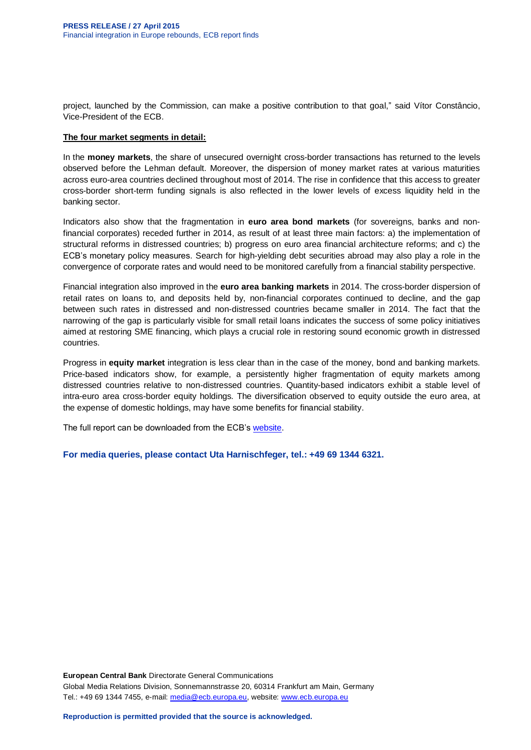project, launched by the Commission, can make a positive contribution to that goal," said Vítor Constâncio, Vice-President of the ECB.

**The four market segments in detail:**

In the **money markets**, the share of unsecured overnight cross-border transactions has returned to the levels observed before the Lehman default. Moreover, the dispersion of money market rates at various maturities across euro-area countries declined throughout most of 2014. The rise in confidence that this access to greater cross-border short-term funding signals is also reflected in the lower levels of excess liquidity held in the banking sector.

Indicators also show that the fragmentation in **euro area bond markets** (for sovereigns, banks and non-financial corporates) receded further in 2014, as result of at least three main factors: a) the implementation of structural reforms in distressed countries; b) progress on euro area financial architecture reforms; and c) the ECB's monetary policy measures. Search for high-yielding debt securities abroad may also play a role in the convergence of corporate rates and would need to be monitored carefully from a financial stability perspective.

Financial integration also improved in the **euro area banking markets** in 2014. The cross-border dispersion of retail rates on loans to, and deposits held by, non-financial corporates continued to decline, and the gap between such rates in distressed and non-distressed countries became smaller in 2014. The fact that the narrowing of the gap is particularly visible for small retail loans indicates the success of some policy initiatives aimed at restoring SME financing, which plays a crucial role in restoring sound economic growth in distressed countries.

Progress in **equity market** integration is less clear than in the case of the money, bond and banking markets. Price-based indicators show, for example, a persistently higher fragmentation of equity markets among distressed countries relative to non-distressed countries. Quantity-based indicators exhibit a stable level of intra-euro area cross-border equity holdings. The diversification observed to equity outside the euro area, at the expense of domestic holdings, may have some benefits for financial stability.

The full report can be downloaded from the ECB's website.

**For media queries, please contact Uta Harnischfeger, tel.: +49 69 1344 6321.**

**European Central Bank** Directorate General Communications
Global Media Relations Division, Sonnemannstrasse 20, 60314 Frankfurt am Main, Germany
Tel.: +49 69 1344 7455, e-mail: media@ecb.europa.eu, website: www.ecb.europa.eu

**Reproduction is permitted provided that the source is acknowledged.**